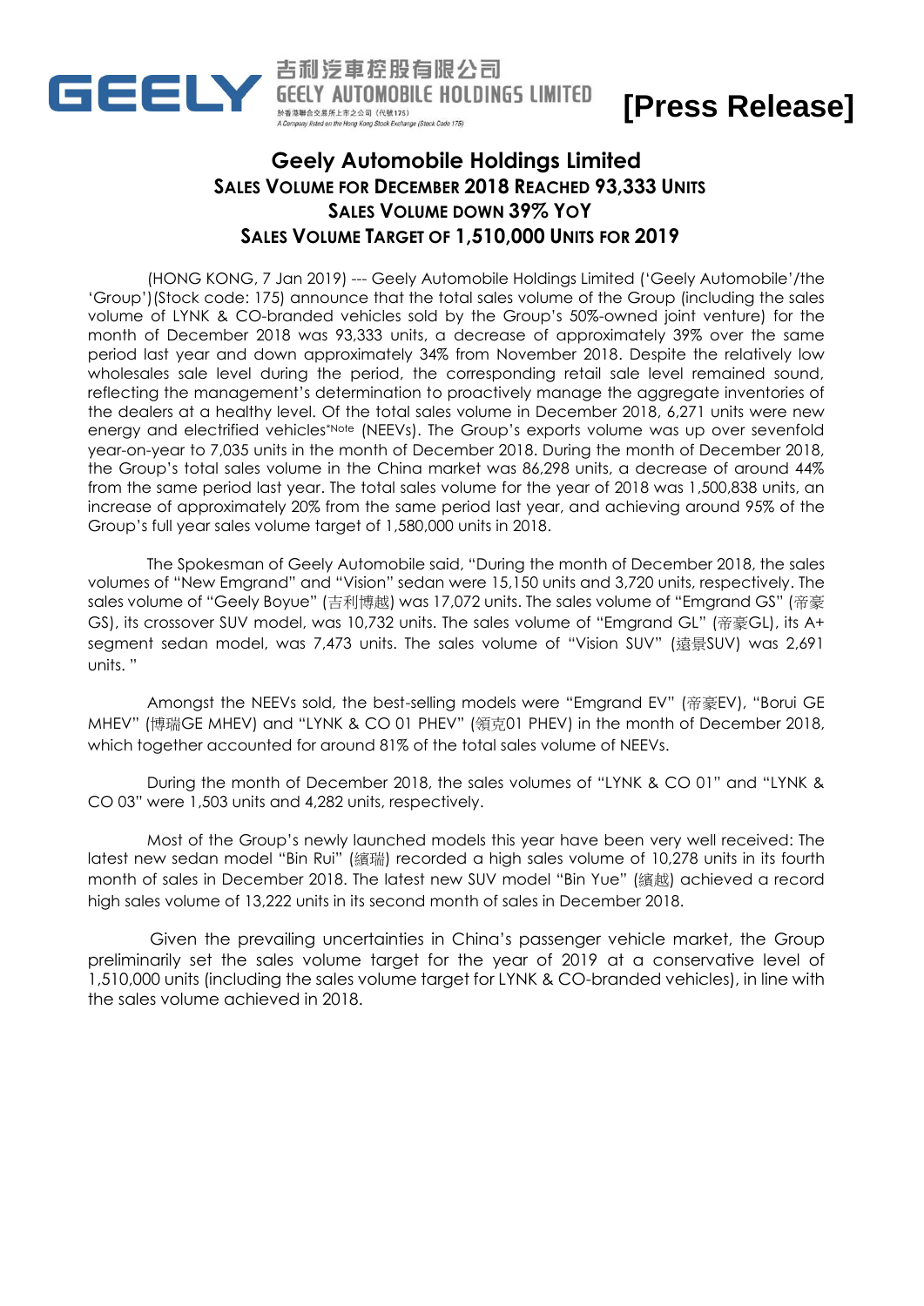吉利汽車控股有限公司
GEELY AUTOMOBILE HOLDINGS LIMITED
於香港聯合交易所上市之公司（代號175）
A Company listed on the Hong Kong Stock Exchange (Stock Code 175)

**[Press Release]**

# Geely Automobile Holdings Limited
## SALES VOLUME FOR DECEMBER 2018 REACHED 93,333 UNITS
## SALES VOLUME DOWN 39% YOY
## SALES VOLUME TARGET OF 1,510,000 UNITS FOR 2019

(HONG KONG, 7 Jan 2019) --- Geely Automobile Holdings Limited ('Geely Automobile'/the 'Group')(Stock code: 175) announce that the total sales volume of the Group (including the sales volume of LYNK & CO-branded vehicles sold by the Group's 50%-owned joint venture) for the month of December 2018 was 93,333 units, a decrease of approximately 39% over the same period last year and down approximately 34% from November 2018. Despite the relatively low wholesales sale level during the period, the corresponding retail sale level remained sound, reflecting the management's determination to proactively manage the aggregate inventories of the dealers at a healthy level. Of the total sales volume in December 2018, 6,271 units were new energy and electrified vehicles*Note (NEEVs). The Group's exports volume was up over sevenfold year-on-year to 7,035 units in the month of December 2018. During the month of December 2018, the Group's total sales volume in the China market was 86,298 units, a decrease of around 44% from the same period last year. The total sales volume for the year of 2018 was 1,500,838 units, an increase of approximately 20% from the same period last year, and achieving around 95% of the Group's full year sales volume target of 1,580,000 units in 2018.

The Spokesman of Geely Automobile said, "During the month of December 2018, the sales volumes of "New Emgrand" and "Vision" sedan were 15,150 units and 3,720 units, respectively. The sales volume of "Geely Boyue" (吉利博越) was 17,072 units. The sales volume of "Emgrand GS" (帝豪GS), its crossover SUV model, was 10,732 units. The sales volume of "Emgrand GL" (帝豪GL), its A+ segment sedan model, was 7,473 units. The sales volume of "Vision SUV" (遠景SUV) was 2,691 units. "

Amongst the NEEVs sold, the best-selling models were "Emgrand EV" (帝豪EV), "Borui GE MHEV" (博瑞GE MHEV) and "LYNK & CO 01 PHEV" (領克01 PHEV) in the month of December 2018, which together accounted for around 81% of the total sales volume of NEEVs.

During the month of December 2018, the sales volumes of "LYNK & CO 01" and "LYNK & CO 03" were 1,503 units and 4,282 units, respectively.

Most of the Group's newly launched models this year have been very well received: The latest new sedan model "Bin Rui" (繽瑞) recorded a high sales volume of 10,278 units in its fourth month of sales in December 2018. The latest new SUV model "Bin Yue" (繽越) achieved a record high sales volume of 13,222 units in its second month of sales in December 2018.

Given the prevailing uncertainties in China's passenger vehicle market, the Group preliminarily set the sales volume target for the year of 2019 at a conservative level of 1,510,000 units (including the sales volume target for LYNK & CO-branded vehicles), in line with the sales volume achieved in 2018.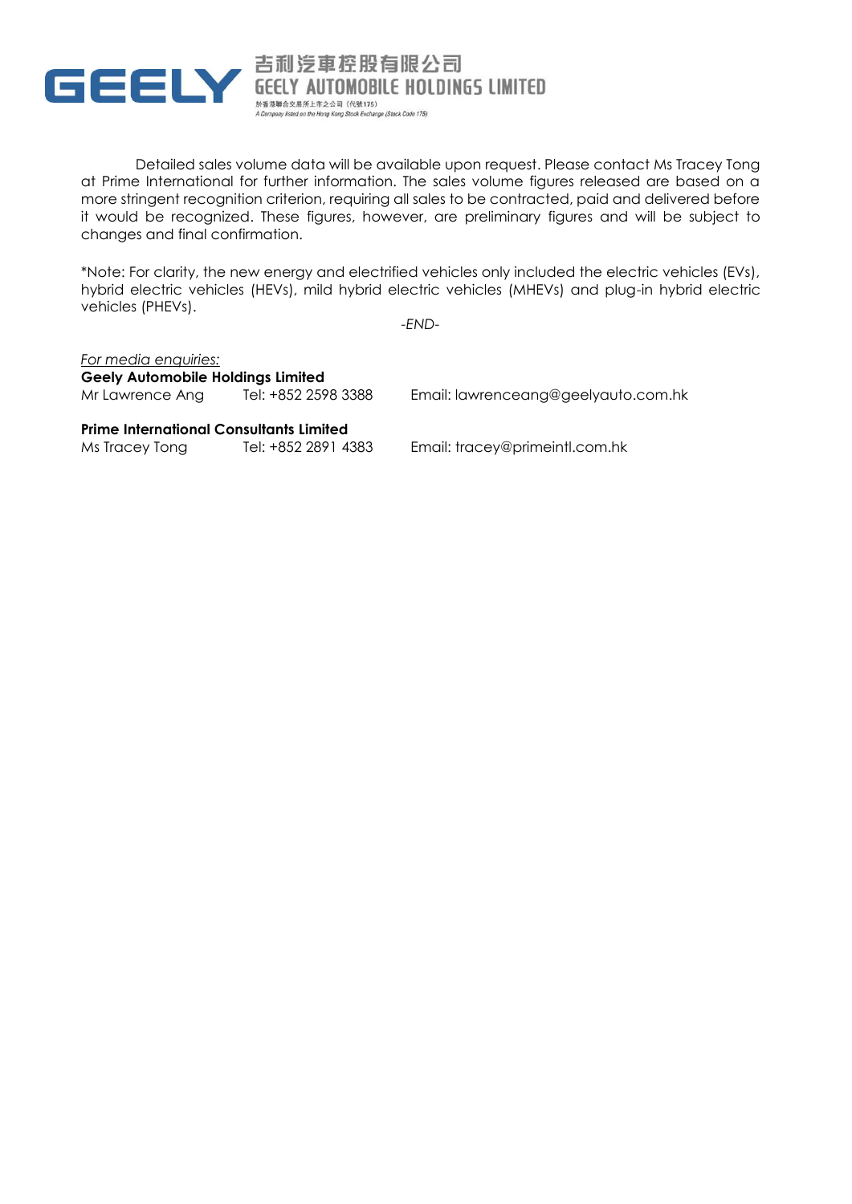Detailed sales volume data will be available upon request. Please contact Ms Tracey Tong at Prime International for further information. The sales volume figures released are based on a more stringent recognition criterion, requiring all sales to be contracted, paid and delivered before it would be recognized. These figures, however, are preliminary figures and will be subject to changes and final confirmation.

*Note: For clarity, the new energy and electrified vehicles only included the electric vehicles (EVs), hybrid electric vehicles (HEVs), mild hybrid electric vehicles (MHEVs) and plug-in hybrid electric vehicles (PHEVs).

*-END-*

*For media enquiries:*

**Geely Automobile Holdings Limited**

Mr Lawrence Ang Tel: +852 2598 3388 Email: lawrenceang@geelyauto.com.hk

**Prime International Consultants Limited**

Ms Tracey Tong Tel: +852 2891 4383 Email: tracey@primeintl.com.hk